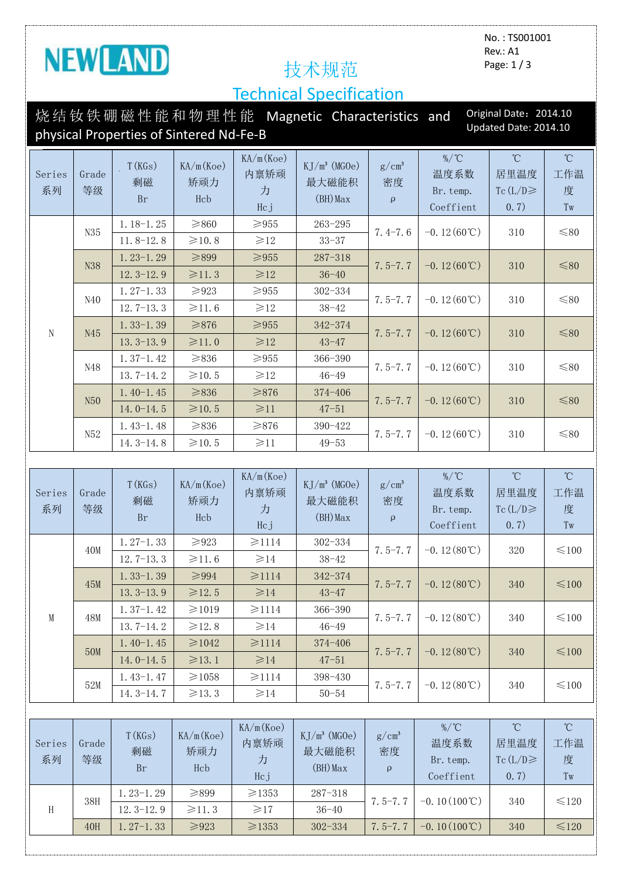NEWLAND

No.：TS001001
Rev.: A1

# 技术规范

# Technical Specification

## 烧结钕铁硼磁性能和物理性能 Magnetic Characteristics and physical Properties of Sintered Nd-Fe-B

Original Date：2014.10
Updated Date: 2014.10

| Series 系列 | Grade 等级 | T(KGs) 剩磁 Br | KA/m(Koe) 矫顽力 Hcb | KA/m(Koe) 内禀矫顽力 Hcj | KJ/m³ (MGOe) 最大磁能积 (BH)Max | g/cm³ 密度 ρ | %/℃ 温度系数 Br. temp. Coeffent | ℃ 居里温度 Tc(L/D≥0.7) | ℃ 工作温度 Tw |
|---|---|---|---|---|---|---|---|---|---|
| N | N35 | 1.18-1.25 | ≥860 | ≥955 | 263-295 | 7.4-7.6 | -0.12(60℃) | 310 | ≤80 |
| | | 11.8-12.8 | ≥10.8 | ≥12 | 33-37 | | | | |
| | N38 | 1.23-1.29 | ≥899 | ≥955 | 287-318 | 7.5-7.7 | -0.12(60℃) | 310 | ≤80 |
| | | 12.3-12.9 | ≥11.3 | ≥12 | 36-40 | | | | |
| | N40 | 1.27-1.33 | ≥923 | ≥955 | 302-334 | 7.5-7.7 | -0.12(60℃) | 310 | ≤80 |
| | | 12.7-13.3 | ≥11.6 | ≥12 | 38-42 | | | | |
| | N45 | 1.33-1.39 | ≥876 | ≥955 | 342-374 | 7.5-7.7 | -0.12(60℃) | 310 | ≤80 |
| | | 13.3-13.9 | ≥11.0 | ≥12 | 43-47 | | | | |
| | N48 | 1.37-1.42 | ≥836 | ≥955 | 366-390 | 7.5-7.7 | -0.12(60℃) | 310 | ≤80 |
| | | 13.7-14.2 | ≥10.5 | ≥12 | 46-49 | | | | |
| | N50 | 1.40-1.45 | ≥836 | ≥876 | 374-406 | 7.5-7.7 | -0.12(60℃) | 310 | ≤80 |
| | | 14.0-14.5 | ≥10.5 | ≥11 | 47-51 | | | | |
| | N52 | 1.43-1.48 | ≥836 | ≥876 | 390-422 | 7.5-7.7 | -0.12(60℃) | 310 | ≤80 |
| | | 14.3-14.8 | ≥10.5 | ≥11 | 49-53 | | | | |

| Series 系列 | Grade 等级 | T(KGs) 剩磁 Br | KA/m(Koe) 矫顽力 Hcb | KA/m(Koe) 内禀矫顽力 Hcj | KJ/m³ (MGOe) 最大磁能积 (BH)Max | g/cm³ 密度 ρ | %/℃ 温度系数 Br. temp. Coeffent | ℃ 居里温度 Tc(L/D≥0.7) | ℃ 工作温度 Tw |
|---|---|---|---|---|---|---|---|---|---|
| M | 40M | 1.27-1.33 | ≥923 | ≥1114 | 302-334 | 7.5-7.7 | -0.12(80℃) | 320 | ≤100 |
| | | 12.7-13.3 | ≥11.6 | ≥14 | 38-42 | | | | |
| | 45M | 1.33-1.39 | ≥994 | ≥1114 | 342-374 | 7.5-7.7 | -0.12(80℃) | 340 | ≤100 |
| | | 13.3-13.9 | ≥12.5 | ≥14 | 43-47 | | | | |
| | 48M | 1.37-1.42 | ≥1019 | ≥1114 | 366-390 | 7.5-7.7 | -0.12(80℃) | 340 | ≤100 |
| | | 13.7-14.2 | ≥12.8 | ≥14 | 46-49 | | | | |
| | 50M | 1.40-1.45 | ≥1042 | ≥1114 | 374-406 | 7.5-7.7 | -0.12(80℃) | 340 | ≤100 |
| | | 14.0-14.5 | ≥13.1 | ≥14 | 47-51 | | | | |
| | 52M | 1.43-1.47 | ≥1058 | ≥1114 | 398-430 | 7.5-7.7 | -0.12(80℃) | 340 | ≤100 |
| | | 14.3-14.7 | ≥13.3 | ≥14 | 50-54 | | | | |

| Series 系列 | Grade 等级 | T(KGs) 剩磁 Br | KA/m(Koe) 矫顽力 Hcb | KA/m(Koe) 内禀矫顽力 Hcj | KJ/m³ (MGOe) 最大磁能积 (BH)Max | g/cm³ 密度 ρ | %/℃ 温度系数 Br. temp. Coeffent | ℃ 居里温度 Tc(L/D≥0.7) | ℃ 工作温度 Tw |
|---|---|---|---|---|---|---|---|---|---|
| H | 38H | 1.23-1.29 | ≥899 | ≥1353 | 287-318 | 7.5-7.7 | -0.10(100℃) | 340 | ≤120 |
| | | 12.3-12.9 | ≥11.3 | ≥17 | 36-40 | | | | |
| | 40H | 1.27-1.33 | ≥923 | ≥1353 | 302-334 | 7.5-7.7 | -0.10(100℃) | 340 | ≤120 |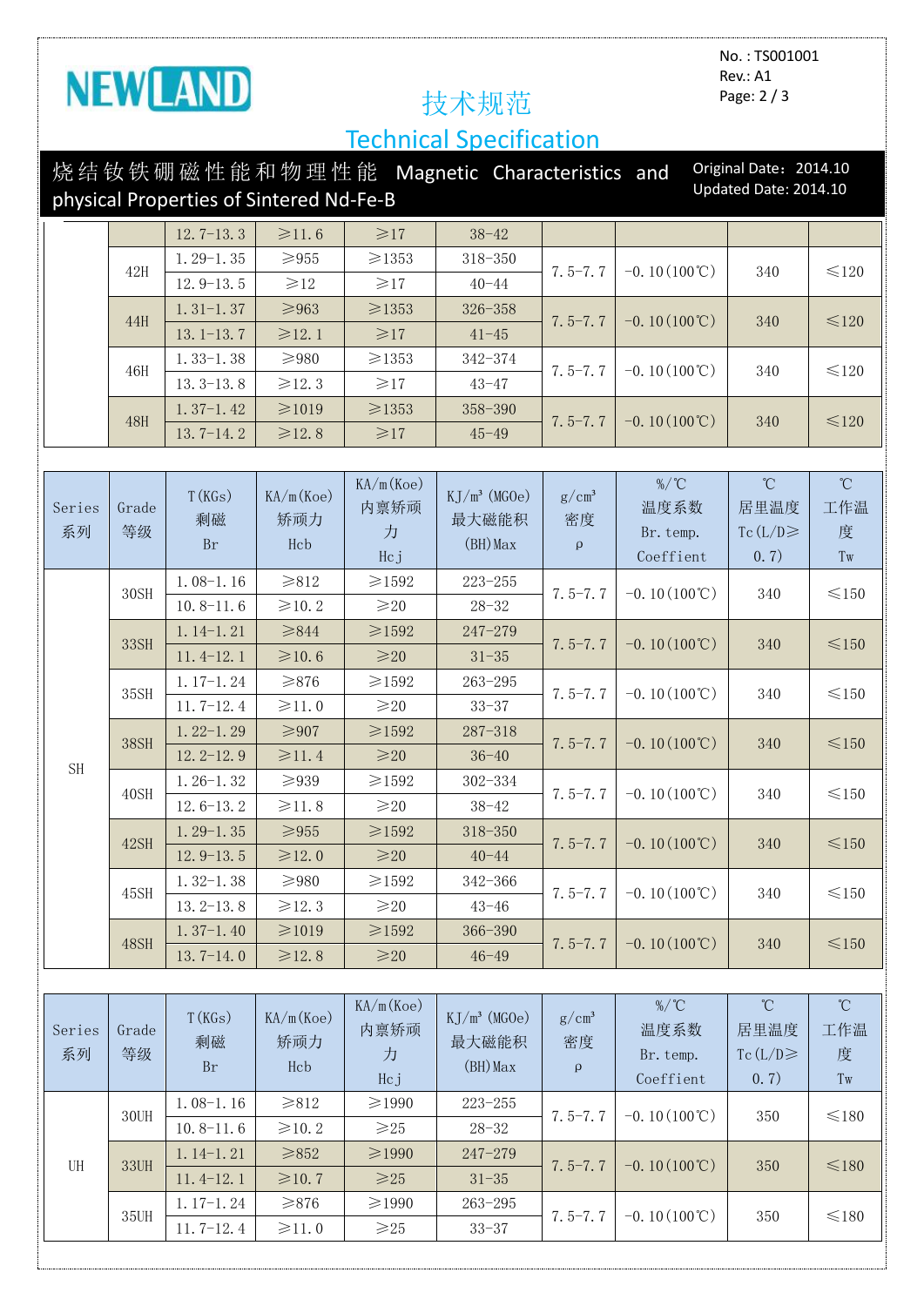# 技术规范

# Technical Specification

No. : TS001001
Rev.: A1

## 烧结钕铁硼磁性能和物理性能 Magnetic Characteristics and physical Properties of Sintered Nd-Fe-B

Original Date：2014.10
Updated Date: 2014.10

| | | | | | | | | | |
|---|---|---|---|---|---|---|---|---|---|
| | | 12.7-13.3 | ≥11.6 | ≥17 | 38-42 | | | | |
| | 42H | 1.29-1.35 | ≥955 | ≥1353 | 318-350 | 7.5-7.7 | -0.10(100℃) | 340 | ≤120 |
| | | 12.9-13.5 | ≥12 | ≥17 | 40-44 | | | | |
| | 44H | 1.31-1.37 | ≥963 | ≥1353 | 326-358 | 7.5-7.7 | -0.10(100℃) | 340 | ≤120 |
| | | 13.1-13.7 | ≥12.1 | ≥17 | 41-45 | | | | |
| | 46H | 1.33-1.38 | ≥980 | ≥1353 | 342-374 | 7.5-7.7 | -0.10(100℃) | 340 | ≤120 |
| | | 13.3-13.8 | ≥12.3 | ≥17 | 43-47 | | | | |
| | 48H | 1.37-1.42 | ≥1019 | ≥1353 | 358-390 | 7.5-7.7 | -0.10(100℃) | 340 | ≤120 |
| | | 13.7-14.2 | ≥12.8 | ≥17 | 45-49 | | | | |

| Series 系列 | Grade 等级 | T(KGs) 剩磁 Br | KA/m(Koe) 矫顽力 Hcb | KA/m(Koe) 内禀矫顽力 Hcj | KJ/m³ (MGOe) 最大磁能积 (BH)Max | g/cm³ 密度 ρ | %/℃ 温度系数 Br. temp. Coeffient | ℃ 居里温度 Tc(L/D≥0.7) | ℃ 工作温度 Tw |
|---|---|---|---|---|---|---|---|---|---|
| SH | 30SH | 1.08-1.16 | ≥812 | ≥1592 | 223-255 | 7.5-7.7 | -0.10(100℃) | 340 | ≤150 |
| | | 10.8-11.6 | ≥10.2 | ≥20 | 28-32 | | | | |
| | 33SH | 1.14-1.21 | ≥844 | ≥1592 | 247-279 | 7.5-7.7 | -0.10(100℃) | 340 | ≤150 |
| | | 11.4-12.1 | ≥10.6 | ≥20 | 31-35 | | | | |
| | 35SH | 1.17-1.24 | ≥876 | ≥1592 | 263-295 | 7.5-7.7 | -0.10(100℃) | 340 | ≤150 |
| | | 11.7-12.4 | ≥11.0 | ≥20 | 33-37 | | | | |
| | 38SH | 1.22-1.29 | ≥907 | ≥1592 | 287-318 | 7.5-7.7 | -0.10(100℃) | 340 | ≤150 |
| | | 12.2-12.9 | ≥11.4 | ≥20 | 36-40 | | | | |
| | 40SH | 1.26-1.32 | ≥939 | ≥1592 | 302-334 | 7.5-7.7 | -0.10(100℃) | 340 | ≤150 |
| | | 12.6-13.2 | ≥11.8 | ≥20 | 38-42 | | | | |
| | 42SH | 1.29-1.35 | ≥955 | ≥1592 | 318-350 | 7.5-7.7 | -0.10(100℃) | 340 | ≤150 |
| | | 12.9-13.5 | ≥12.0 | ≥20 | 40-44 | | | | |
| | 45SH | 1.32-1.38 | ≥980 | ≥1592 | 342-366 | 7.5-7.7 | -0.10(100℃) | 340 | ≤150 |
| | | 13.2-13.8 | ≥12.3 | ≥20 | 43-46 | | | | |
| | 48SH | 1.37-1.40 | ≥1019 | ≥1592 | 366-390 | 7.5-7.7 | -0.10(100℃) | 340 | ≤150 |
| | | 13.7-14.0 | ≥12.8 | ≥20 | 46-49 | | | | |

| Series 系列 | Grade 等级 | T(KGs) 剩磁 Br | KA/m(Koe) 矫顽力 Hcb | KA/m(Koe) 内禀矫顽力 Hcj | KJ/m³ (MGOe) 最大磁能积 (BH)Max | g/cm³ 密度 ρ | %/℃ 温度系数 Br. temp. Coeffient | ℃ 居里温度 Tc(L/D≥0.7) | ℃ 工作温度 Tw |
|---|---|---|---|---|---|---|---|---|---|
| UH | 30UH | 1.08-1.16 | ≥812 | ≥1990 | 223-255 | 7.5-7.7 | -0.10(100℃) | 350 | ≤180 |
| | | 10.8-11.6 | ≥10.2 | ≥25 | 28-32 | | | | |
| | 33UH | 1.14-1.21 | ≥852 | ≥1990 | 247-279 | 7.5-7.7 | -0.10(100℃) | 350 | ≤180 |
| | | 11.4-12.1 | ≥10.7 | ≥25 | 31-35 | | | | |
| | 35UH | 1.17-1.24 | ≥876 | ≥1990 | 263-295 | 7.5-7.7 | -0.10(100℃) | 350 | ≤180 |
| | | 11.7-12.4 | ≥11.0 | ≥25 | 33-37 | | | | |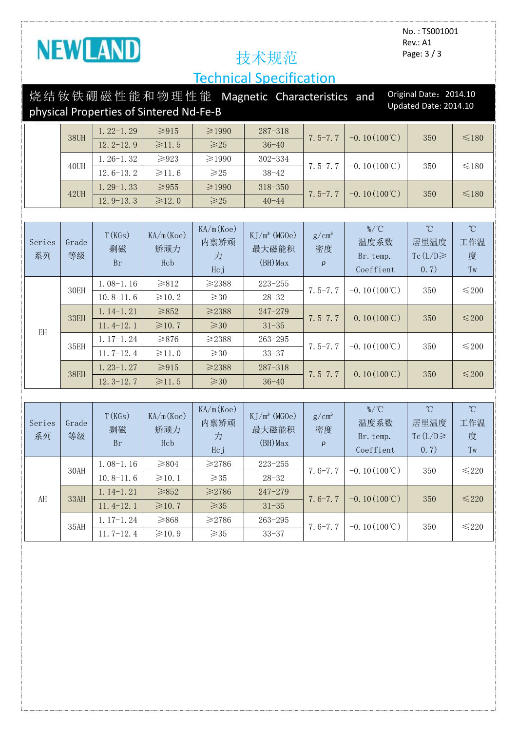# 技术规范

## Technical Specification

### 烧结钕铁硼磁性能和物理性能 Magnetic Characteristics and physical Properties of Sintered Nd-Fe-B

Original Date：2014.10
Updated Date: 2014.10

| | | | | | | | | | |
|---|---|---|---|---|---|---|---|---|---|
| | 38UH | 1.22-1.29 | ≥915 | ≥1990 | 287-318 | 7.5-7.7 | -0.10(100℃) | 350 | ≤180 |
| | | 12.2-12.9 | ≥11.5 | ≥25 | 36-40 | | | | |
| | 40UH | 1.26-1.32 | ≥923 | ≥1990 | 302-334 | 7.5-7.7 | -0.10(100℃) | 350 | ≤180 |
| | | 12.6-13.2 | ≥11.6 | ≥25 | 38-42 | | | | |
| | 42UH | 1.29-1.33 | ≥955 | ≥1990 | 318-350 | 7.5-7.7 | -0.10(100℃) | 350 | ≤180 |
| | | 12.9-13.3 | ≥12.0 | ≥25 | 40-44 | | | | |

| Series 系列 | Grade 等级 | T(KGs) 剩磁 Br | KA/m(Koe) 矫顽力 Hcb | KA/m(Koe) 内禀矫顽力 Hcj | KJ/m³ (MGOe) 最大磁能积 (BH)Max | g/cm³ 密度 ρ | %/℃ 温度系数 Br.temp. Coeffient | ℃ 居里温度 Tc(L/D≥0.7) | ℃ 工作温度 Tw |
|---|---|---|---|---|---|---|---|---|---|
| EH | 30EH | 1.08-1.16 | ≥812 | ≥2388 | 223-255 | 7.5-7.7 | -0.10(100℃) | 350 | ≤200 |
| | | 10.8-11.6 | ≥10.2 | ≥30 | 28-32 | | | | |
| | 33EH | 1.14-1.21 | ≥852 | ≥2388 | 247-279 | 7.5-7.7 | -0.10(100℃) | 350 | ≤200 |
| | | 11.4-12.1 | ≥10.7 | ≥30 | 31-35 | | | | |
| | 35EH | 1.17-1.24 | ≥876 | ≥2388 | 263-295 | 7.5-7.7 | -0.10(100℃) | 350 | ≤200 |
| | | 11.7-12.4 | ≥11.0 | ≥30 | 33-37 | | | | |
| | 38EH | 1.23-1.27 | ≥915 | ≥2388 | 287-318 | 7.5-7.7 | -0.10(100℃) | 350 | ≤200 |
| | | 12.3-12.7 | ≥11.5 | ≥30 | 36-40 | | | | |

| Series 系列 | Grade 等级 | T(KGs) 剩磁 Br | KA/m(Koe) 矫顽力 Hcb | KA/m(Koe) 内禀矫顽力 Hcj | KJ/m³ (MGOe) 最大磁能积 (BH)Max | g/cm³ 密度 ρ | %/℃ 温度系数 Br.temp. Coeffient | ℃ 居里温度 Tc(L/D≥0.7) | ℃ 工作温度 Tw |
|---|---|---|---|---|---|---|---|---|---|
| AH | 30AH | 1.08-1.16 | ≥804 | ≥2786 | 223-255 | 7.6-7.7 | -0.10(100℃) | 350 | ≤220 |
| | | 10.8-11.6 | ≥10.1 | ≥35 | 28-32 | | | | |
| | 33AH | 1.14-1.21 | ≥852 | ≥2786 | 247-279 | 7.6-7.7 | -0.10(100℃) | 350 | ≤220 |
| | | 11.4-12.1 | ≥10.7 | ≥35 | 31-35 | | | | |
| | 35AH | 1.17-1.24 | ≥868 | ≥2786 | 263-295 | 7.6-7.7 | -0.10(100℃) | 350 | ≤220 |
| | | 11.7-12.4 | ≥10.9 | ≥35 | 33-37 | | | | |